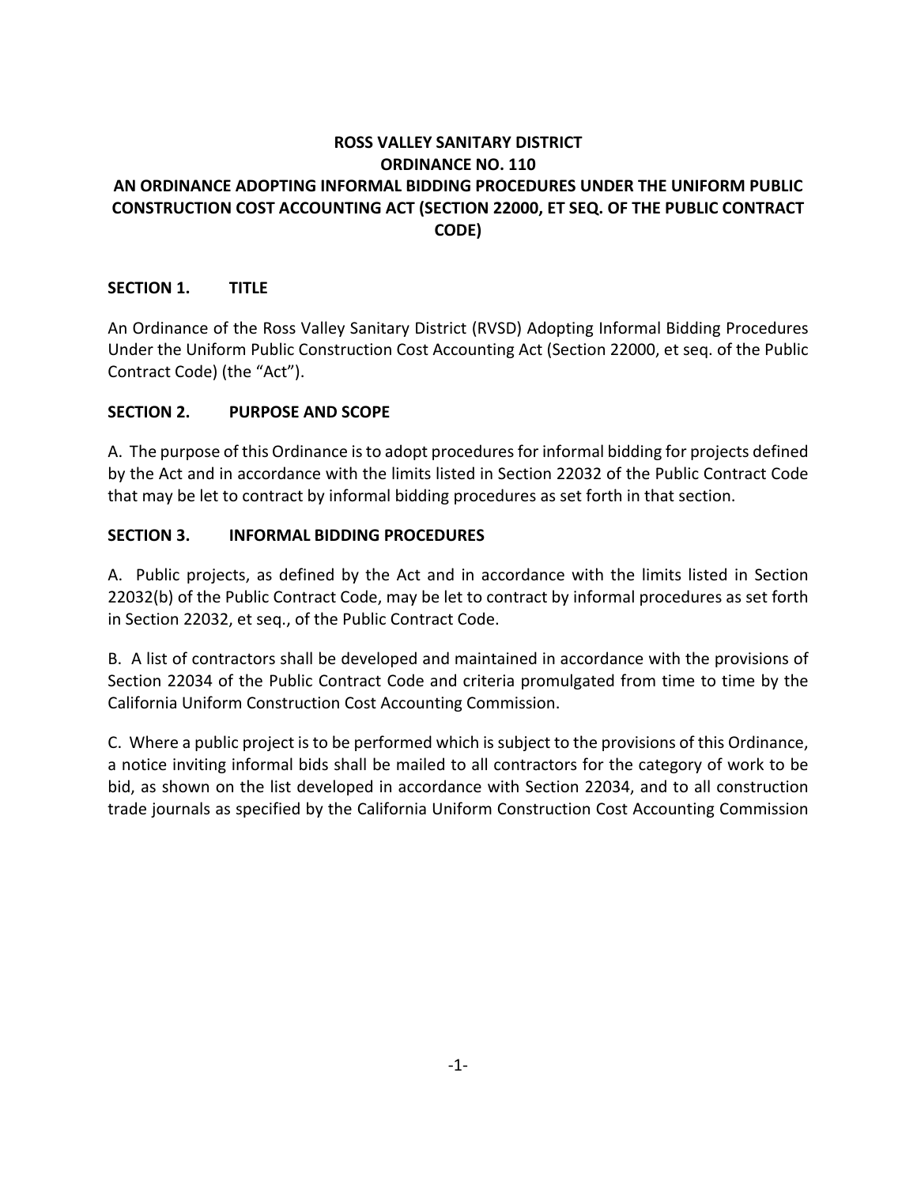# ROSS VALLEY SANITARY DISTRICT
# ORDINANCE NO. 110
# AN ORDINANCE ADOPTING INFORMAL BIDDING PROCEDURES UNDER THE UNIFORM PUBLIC CONSTRUCTION COST ACCOUNTING ACT (SECTION 22000, ET SEQ. OF THE PUBLIC CONTRACT CODE)

## SECTION 1. TITLE

An Ordinance of the Ross Valley Sanitary District (RVSD) Adopting Informal Bidding Procedures Under the Uniform Public Construction Cost Accounting Act (Section 22000, et seq. of the Public Contract Code) (the "Act").

## SECTION 2. PURPOSE AND SCOPE

A. The purpose of this Ordinance is to adopt procedures for informal bidding for projects defined by the Act and in accordance with the limits listed in Section 22032 of the Public Contract Code that may be let to contract by informal bidding procedures as set forth in that section.

## SECTION 3. INFORMAL BIDDING PROCEDURES

A. Public projects, as defined by the Act and in accordance with the limits listed in Section 22032(b) of the Public Contract Code, may be let to contract by informal procedures as set forth in Section 22032, et seq., of the Public Contract Code.

B. A list of contractors shall be developed and maintained in accordance with the provisions of Section 22034 of the Public Contract Code and criteria promulgated from time to time by the California Uniform Construction Cost Accounting Commission.

C. Where a public project is to be performed which is subject to the provisions of this Ordinance, a notice inviting informal bids shall be mailed to all contractors for the category of work to be bid, as shown on the list developed in accordance with Section 22034, and to all construction trade journals as specified by the California Uniform Construction Cost Accounting Commission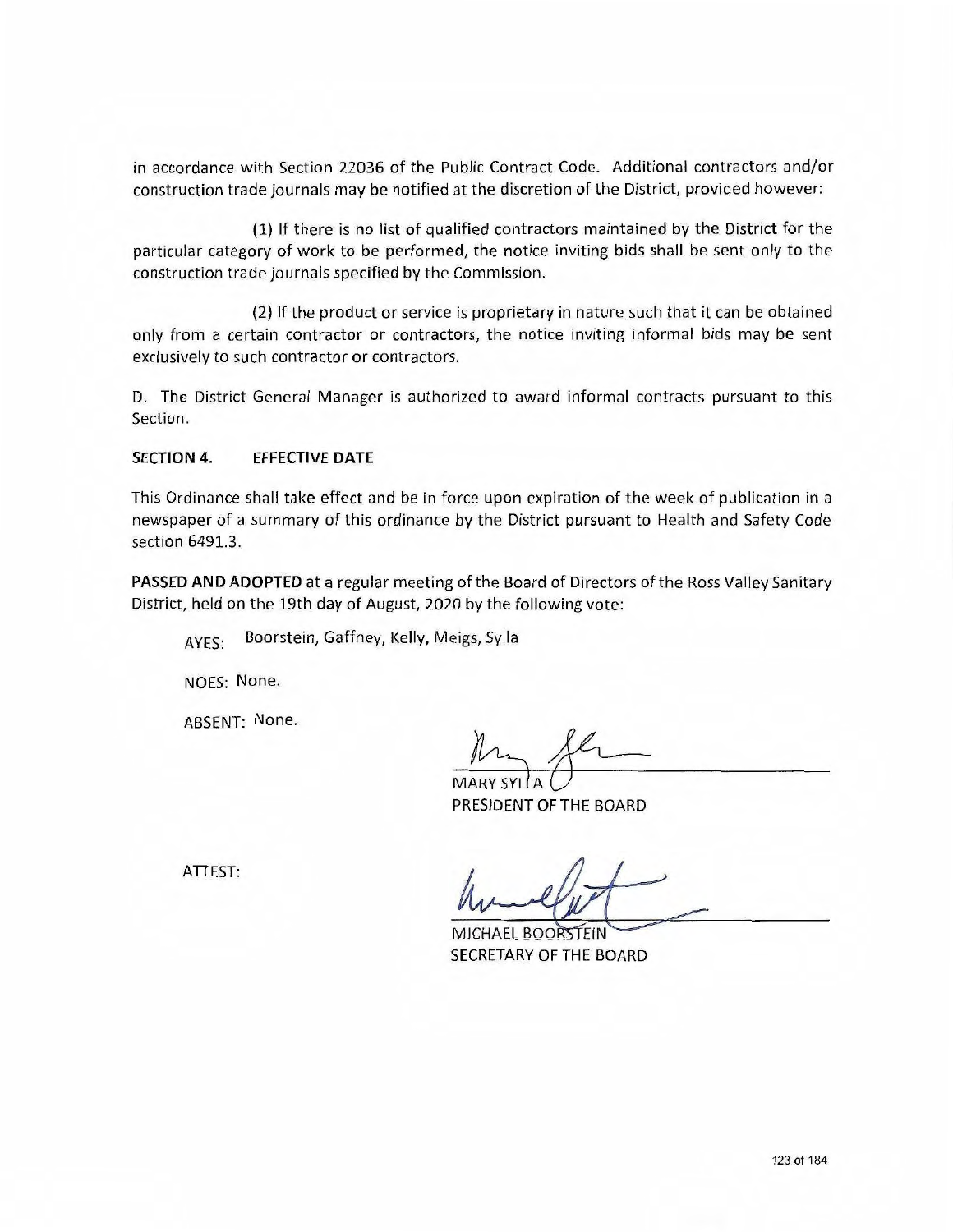in accordance with Section 22036 of the Public Contract Code. Additional contractors and/or construction trade journals may be notified at the discretion of the District, provided however:

(1) If there is no list of qualified contractors maintained by the District for the particular category of work to be performed, the notice inviting bids shall be sent only to the construction trade journals specified by the Commission.

(2) If the product or service is proprietary in nature such that it can be obtained only from a certain contractor or contractors, the notice inviting informal bids may be sent exclusively to such contractor or contractors.

D. The District General Manager is authorized to award informal contracts pursuant to this Section.

**SECTION 4. EFFECTIVE DATE**

This Ordinance shall take effect and be in force upon expiration of the week of publication in a newspaper of a summary of this ordinance by the District pursuant to Health and Safety Code section 6491.3.

**PASSED AND ADOPTED** at a regular meeting of the Board of Directors of the Ross Valley Sanitary District, held on the 19th day of August, 2020 by the following vote:

AYES: Boorstein, Gaffney, Kelly, Meigs, Sylla

NOES: None.

ABSENT: None.

MARY SYLLA
PRESIDENT OF THE BOARD

ATTEST:

MICHAEL BOORSTEIN
SECRETARY OF THE BOARD